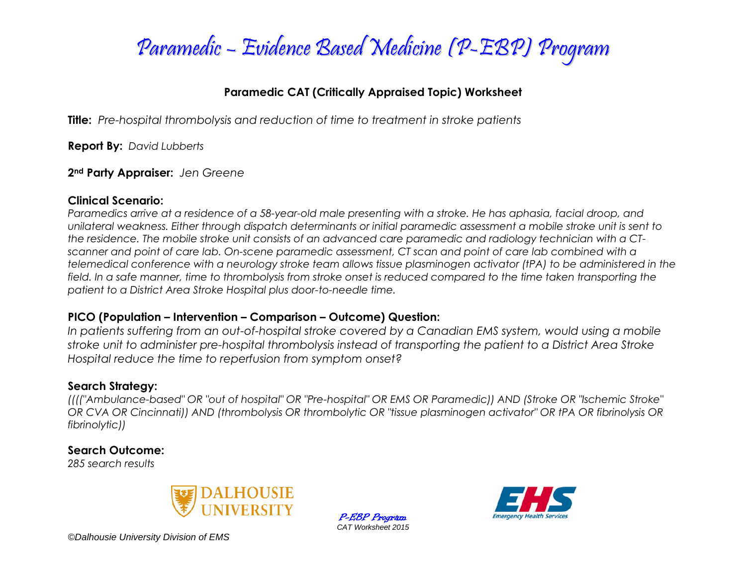# Paramedic – Evidence Based Medicine (P-EBP) Program

## Paramedic CAT (Critically Appraised Topic) Worksheet

**Title:** *Pre-hospital thrombolysis and reduction of time to treatment in stroke patients*

**Report By:** *David Lubberts*

**2nd Party Appraiser:** *Jen Greene*

### Clinical Scenario:

*Paramedics arrive at a residence of a 58-year-old male presenting with a stroke. He has aphasia, facial droop, and unilateral weakness. Either through dispatch determinants or initial paramedic assessment a mobile stroke unit is sent to the residence. The mobile stroke unit consists of an advanced care paramedic and radiology technician with a CT-scanner and point of care lab. On-scene paramedic assessment, CT scan and point of care lab combined with a telemedical conference with a neurology stroke team allows tissue plasminogen activator (tPA) to be administered in the field. In a safe manner, time to thrombolysis from stroke onset is reduced compared to the time taken transporting the patient to a District Area Stroke Hospital plus door-to-needle time.*

### PICO (Population – Intervention – Comparison – Outcome) Question:

*In patients suffering from an out-of-hospital stroke covered by a Canadian EMS system, would using a mobile stroke unit to administer pre-hospital thrombolysis instead of transporting the patient to a District Area Stroke Hospital reduce the time to reperfusion from symptom onset?*

### Search Strategy:

*(((("Ambulance-based" OR "out of hospital" OR "Pre-hospital" OR EMS OR Paramedic)) AND (Stroke OR "Ischemic Stroke" OR CVA OR Cincinnati)) AND (thrombolysis OR thrombolytic OR "tissue plasminogen activator" OR tPA OR fibrinolysis OR fibrinolytic))*

### Search Outcome:

*285 search results*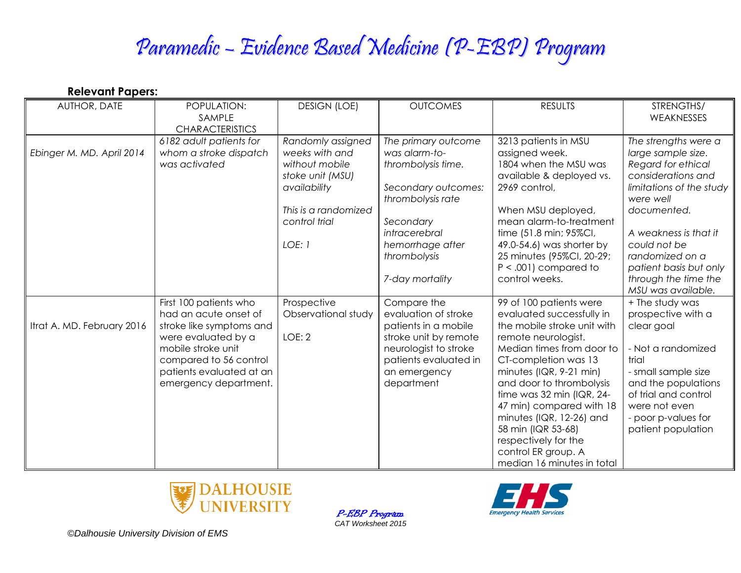**Relevant Papers:**

| AUTHOR, DATE | POPULATION: SAMPLE CHARACTERISTICS | DESIGN (LOE) | OUTCOMES | RESULTS | STRENGTHS/ WEAKNESSES |
|---|---|---|---|---|---|
| *Ebinger M. MD. April 2014* | *6182 adult patients for whom a stroke dispatch was activated* | *Randomly assigned weeks with and without mobile stoke unit (MSU) availability*<br><br>*This is a randomized control trial*<br><br>*LOE: 1* | *The primary outcome was alarm-to-thrombolysis time.*<br><br>*Secondary outcomes: thrombolysis rate*<br><br>*Secondary intracerebral hemorrhage after thrombolysis*<br><br>*7-day mortality* | 3213 patients in MSU assigned week.<br>1804 when the MSU was available & deployed vs. 2969 control,<br><br>When MSU deployed, mean alarm-to-treatment time (51.8 min; 95%CI, 49.0-54.6) was shorter by 25 minutes (95%CI, 20-29; $P < .001$) compared to control weeks. | *The strengths were a large sample size. Regard for ethical considerations and limitations of the study were well documented.*<br><br>*A weakness is that it could not be randomized on a patient basis but only through the time the MSU was available.* |
| Itrat A. MD. February 2016 | First 100 patients who had an acute onset of stroke like symptoms and were evaluated by a mobile stroke unit compared to 56 control patients evaluated at an emergency department. | Prospective Observational study<br><br>LOE: 2 | Compare the evaluation of stroke patients in a mobile stroke unit by remote neurologist to stroke patients evaluated in an emergency department | 99 of 100 patients were evaluated successfully in the mobile stroke unit with remote neurologist. Median times from door to CT-completion was 13 minutes (IQR, 9-21 min) and door to thrombolysis time was 32 min (IQR, 24-47 min) compared with 18 minutes (IQR, 12-26) and 58 min (IQR 53-68) respectively for the control ER group. A median 16 minutes in total | + The study was prospective with a clear goal<br><br>- Not a randomized trial<br>- small sample size and the populations of trial and control were not even<br>- poor p-values for patient population |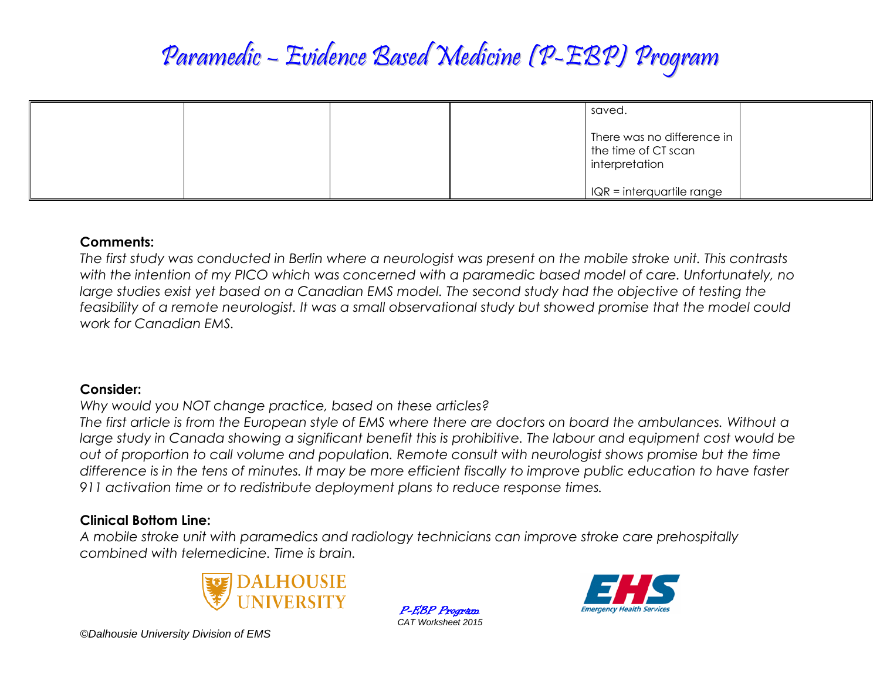| | | | | | |
|---|---|---|---|---|---|
| | | | | saved.<br><br>There was no difference in the time of CT scan interpretation<br><br>IQR = interquartile range | |

**Comments:**

*The first study was conducted in Berlin where a neurologist was present on the mobile stroke unit. This contrasts with the intention of my PICO which was concerned with a paramedic based model of care. Unfortunately, no large studies exist yet based on a Canadian EMS model. The second study had the objective of testing the feasibility of a remote neurologist. It was a small observational study but showed promise that the model could work for Canadian EMS.*

**Consider:**

*Why would you NOT change practice, based on these articles?*

*The first article is from the European style of EMS where there are doctors on board the ambulances. Without a large study in Canada showing a significant benefit this is prohibitive. The labour and equipment cost would be out of proportion to call volume and population. Remote consult with neurologist shows promise but the time difference is in the tens of minutes. It may be more efficient fiscally to improve public education to have faster 911 activation time or to redistribute deployment plans to reduce response times.*

**Clinical Bottom Line:**

*A mobile stroke unit with paramedics and radiology technicians can improve stroke care prehospitally combined with telemedicine. Time is brain.*

*©Dalhousie University Division of EMS*